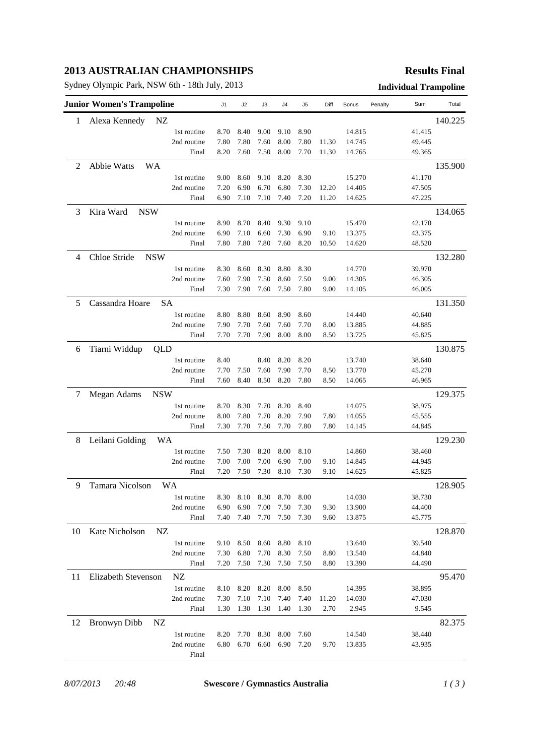# 2013 AUSTRALIAN CHAMPIONSHIPS

**Results Final**

Sydney Olympic Park, NSW 6th - 18th July, 2013

**Individual Trampoline**

| Junior Women's Trampoline | | J1 | J2 | J3 | J4 | J5 | Diff | Bonus | Penalty | Sum | Total |
|---|---|---|---|---|---|---|---|---|---|---|---|
| 1 | Alexa Kennedy NZ | | | | | | | | | | 140.225 |
| | 1st routine | 8.70 | 8.40 | 9.00 | 9.10 | 8.90 | | 14.815 | | 41.415 | |
| | 2nd routine | 7.80 | 7.80 | 7.60 | 8.00 | 7.80 | 11.30 | 14.745 | | 49.445 | |
| | Final | 8.20 | 7.60 | 7.50 | 8.00 | 7.70 | 11.30 | 14.765 | | 49.365 | |
| 2 | Abbie Watts WA | | | | | | | | | | 135.900 |
| | 1st routine | 9.00 | 8.60 | 9.10 | 8.20 | 8.30 | | 15.270 | | 41.170 | |
| | 2nd routine | 7.20 | 6.90 | 6.70 | 6.80 | 7.30 | 12.20 | 14.405 | | 47.505 | |
| | Final | 6.90 | 7.10 | 7.10 | 7.40 | 7.20 | 11.20 | 14.625 | | 47.225 | |
| 3 | Kira Ward NSW | | | | | | | | | | 134.065 |
| | 1st routine | 8.90 | 8.70 | 8.40 | 9.30 | 9.10 | | 15.470 | | 42.170 | |
| | 2nd routine | 6.90 | 7.10 | 6.60 | 7.30 | 6.90 | 9.10 | 13.375 | | 43.375 | |
| | Final | 7.80 | 7.80 | 7.80 | 7.60 | 8.20 | 10.50 | 14.620 | | 48.520 | |
| 4 | Chloe Stride NSW | | | | | | | | | | 132.280 |
| | 1st routine | 8.30 | 8.60 | 8.30 | 8.80 | 8.30 | | 14.770 | | 39.970 | |
| | 2nd routine | 7.60 | 7.90 | 7.50 | 8.60 | 7.50 | 9.00 | 14.305 | | 46.305 | |
| | Final | 7.30 | 7.90 | 7.60 | 7.50 | 7.80 | 9.00 | 14.105 | | 46.005 | |
| 5 | Cassandra Hoare SA | | | | | | | | | | 131.350 |
| | 1st routine | 8.80 | 8.80 | 8.60 | 8.90 | 8.60 | | 14.440 | | 40.640 | |
| | 2nd routine | 7.90 | 7.70 | 7.60 | 7.60 | 7.70 | 8.00 | 13.885 | | 44.885 | |
| | Final | 7.70 | 7.70 | 7.90 | 8.00 | 8.00 | 8.50 | 13.725 | | 45.825 | |
| 6 | Tiarni Widdup QLD | | | | | | | | | | 130.875 |
| | 1st routine | 8.40 | | 8.40 | 8.20 | 8.20 | | 13.740 | | 38.640 | |
| | 2nd routine | 7.70 | 7.50 | 7.60 | 7.90 | 7.70 | 8.50 | 13.770 | | 45.270 | |
| | Final | 7.60 | 8.40 | 8.50 | 8.20 | 7.80 | 8.50 | 14.065 | | 46.965 | |
| 7 | Megan Adams NSW | | | | | | | | | | 129.375 |
| | 1st routine | 8.70 | 8.30 | 7.70 | 8.20 | 8.40 | | 14.075 | | 38.975 | |
| | 2nd routine | 8.00 | 7.80 | 7.70 | 8.20 | 7.90 | 7.80 | 14.055 | | 45.555 | |
| | Final | 7.30 | 7.70 | 7.50 | 7.70 | 7.80 | 7.80 | 14.145 | | 44.845 | |
| 8 | Leilani Golding WA | | | | | | | | | | 129.230 |
| | 1st routine | 7.50 | 7.30 | 8.20 | 8.00 | 8.10 | | 14.860 | | 38.460 | |
| | 2nd routine | 7.00 | 7.00 | 7.00 | 6.90 | 7.00 | 9.10 | 14.845 | | 44.945 | |
| | Final | 7.20 | 7.50 | 7.30 | 8.10 | 7.30 | 9.10 | 14.625 | | 45.825 | |
| 9 | Tamara Nicolson WA | | | | | | | | | | 128.905 |
| | 1st routine | 8.30 | 8.10 | 8.30 | 8.70 | 8.00 | | 14.030 | | 38.730 | |
| | 2nd routine | 6.90 | 6.90 | 7.00 | 7.50 | 7.30 | 9.30 | 13.900 | | 44.400 | |
| | Final | 7.40 | 7.40 | 7.70 | 7.50 | 7.30 | 9.60 | 13.875 | | 45.775 | |
| 10 | Kate Nicholson NZ | | | | | | | | | | 128.870 |
| | 1st routine | 9.10 | 8.50 | 8.60 | 8.80 | 8.10 | | 13.640 | | 39.540 | |
| | 2nd routine | 7.30 | 6.80 | 7.70 | 8.30 | 7.50 | 8.80 | 13.540 | | 44.840 | |
| | Final | 7.20 | 7.50 | 7.30 | 7.50 | 7.50 | 8.80 | 13.390 | | 44.490 | |
| 11 | Elizabeth Stevenson NZ | | | | | | | | | | 95.470 |
| | 1st routine | 8.10 | 8.20 | 8.20 | 8.00 | 8.50 | | 14.395 | | 38.895 | |
| | 2nd routine | 7.30 | 7.10 | 7.10 | 7.40 | 7.40 | 11.20 | 14.030 | | 47.030 | |
| | Final | 1.30 | 1.30 | 1.30 | 1.40 | 1.30 | 2.70 | 2.945 | | 9.545 | |
| 12 | Bronwyn Dibb NZ | | | | | | | | | | 82.375 |
| | 1st routine | 8.20 | 7.70 | 8.30 | 8.00 | 7.60 | | 14.540 | | 38.440 | |
| | 2nd routine | 6.80 | 6.70 | 6.60 | 6.90 | 7.20 | 9.70 | 13.835 | | 43.935 | |
| | Final | | | | | | | | | | |

*8/07/2013 20:48* **Swescore / Gymnastics Australia**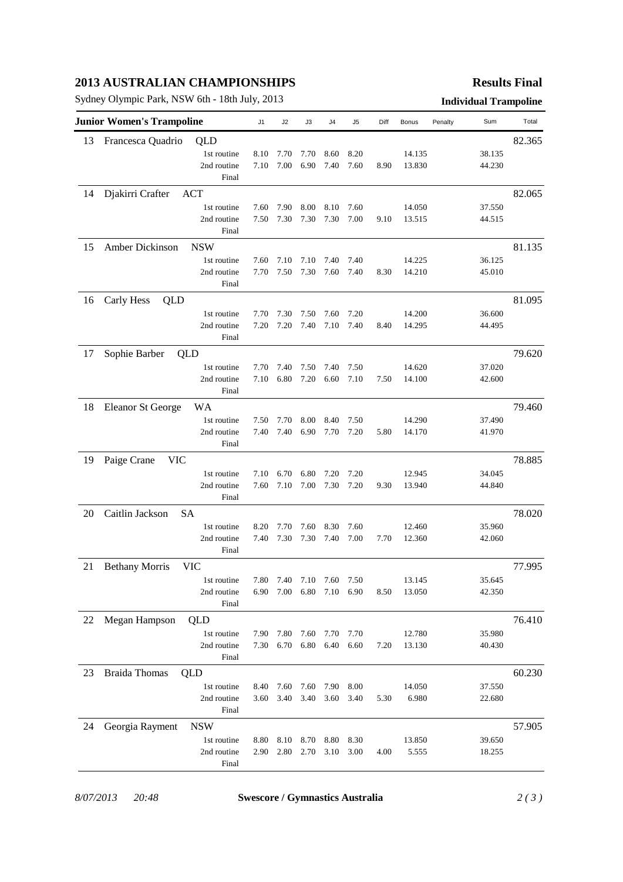# 2013 AUSTRALIAN CHAMPIONSHIPS

**Results Final**

Sydney Olympic Park, NSW 6th - 18th July, 2013

**Individual Trampoline**

| Rank | Junior Women's Trampoline | | J1 | J2 | J3 | J4 | J5 | Diff | Bonus | Penalty | Sum | Total |
|---|---|---|---|---|---|---|---|---|---|---|---|---|
| 13 | Francesca Quadrio | QLD | | | | | | | | | | 82.365 |
| | | 1st routine | 8.10 | 7.70 | 7.70 | 8.60 | 8.20 | | 14.135 | | 38.135 | |
| | | 2nd routine | 7.10 | 7.00 | 6.90 | 7.40 | 7.60 | 8.90 | 13.830 | | 44.230 | |
| | | Final | | | | | | | | | | |
| 14 | Djakirri Crafter | ACT | | | | | | | | | | 82.065 |
| | | 1st routine | 7.60 | 7.90 | 8.00 | 8.10 | 7.60 | | 14.050 | | 37.550 | |
| | | 2nd routine | 7.50 | 7.30 | 7.30 | 7.30 | 7.00 | 9.10 | 13.515 | | 44.515 | |
| | | Final | | | | | | | | | | |
| 15 | Amber Dickinson | NSW | | | | | | | | | | 81.135 |
| | | 1st routine | 7.60 | 7.10 | 7.10 | 7.40 | 7.40 | | 14.225 | | 36.125 | |
| | | 2nd routine | 7.70 | 7.50 | 7.30 | 7.60 | 7.40 | 8.30 | 14.210 | | 45.010 | |
| | | Final | | | | | | | | | | |
| 16 | Carly Hess | QLD | | | | | | | | | | 81.095 |
| | | 1st routine | 7.70 | 7.30 | 7.50 | 7.60 | 7.20 | | 14.200 | | 36.600 | |
| | | 2nd routine | 7.20 | 7.20 | 7.40 | 7.10 | 7.40 | 8.40 | 14.295 | | 44.495 | |
| | | Final | | | | | | | | | | |
| 17 | Sophie Barber | QLD | | | | | | | | | | 79.620 |
| | | 1st routine | 7.70 | 7.40 | 7.50 | 7.40 | 7.50 | | 14.620 | | 37.020 | |
| | | 2nd routine | 7.10 | 6.80 | 7.20 | 6.60 | 7.10 | 7.50 | 14.100 | | 42.600 | |
| | | Final | | | | | | | | | | |
| 18 | Eleanor St George | WA | | | | | | | | | | 79.460 |
| | | 1st routine | 7.50 | 7.70 | 8.00 | 8.40 | 7.50 | | 14.290 | | 37.490 | |
| | | 2nd routine | 7.40 | 7.40 | 6.90 | 7.70 | 7.20 | 5.80 | 14.170 | | 41.970 | |
| | | Final | | | | | | | | | | |
| 19 | Paige Crane | VIC | | | | | | | | | | 78.885 |
| | | 1st routine | 7.10 | 6.70 | 6.80 | 7.20 | 7.20 | | 12.945 | | 34.045 | |
| | | 2nd routine | 7.60 | 7.10 | 7.00 | 7.30 | 7.20 | 9.30 | 13.940 | | 44.840 | |
| | | Final | | | | | | | | | | |
| 20 | Caitlin Jackson | SA | | | | | | | | | | 78.020 |
| | | 1st routine | 8.20 | 7.70 | 7.60 | 8.30 | 7.60 | | 12.460 | | 35.960 | |
| | | 2nd routine | 7.40 | 7.30 | 7.30 | 7.40 | 7.00 | 7.70 | 12.360 | | 42.060 | |
| | | Final | | | | | | | | | | |
| 21 | Bethany Morris | VIC | | | | | | | | | | 77.995 |
| | | 1st routine | 7.80 | 7.40 | 7.10 | 7.60 | 7.50 | | 13.145 | | 35.645 | |
| | | 2nd routine | 6.90 | 7.00 | 6.80 | 7.10 | 6.90 | 8.50 | 13.050 | | 42.350 | |
| | | Final | | | | | | | | | | |
| 22 | Megan Hampson | QLD | | | | | | | | | | 76.410 |
| | | 1st routine | 7.90 | 7.80 | 7.60 | 7.70 | 7.70 | | 12.780 | | 35.980 | |
| | | 2nd routine | 7.30 | 6.70 | 6.80 | 6.40 | 6.60 | 7.20 | 13.130 | | 40.430 | |
| | | Final | | | | | | | | | | |
| 23 | Braida Thomas | QLD | | | | | | | | | | 60.230 |
| | | 1st routine | 8.40 | 7.60 | 7.60 | 7.90 | 8.00 | | 14.050 | | 37.550 | |
| | | 2nd routine | 3.60 | 3.40 | 3.40 | 3.60 | 3.40 | 5.30 | 6.980 | | 22.680 | |
| | | Final | | | | | | | | | | |
| 24 | Georgia Rayment | NSW | | | | | | | | | | 57.905 |
| | | 1st routine | 8.80 | 8.10 | 8.70 | 8.80 | 8.30 | | 13.850 | | 39.650 | |
| | | 2nd routine | 2.90 | 2.80 | 2.70 | 3.10 | 3.00 | 4.00 | 5.555 | | 18.255 | |
| | | Final | | | | | | | | | | |

*8/07/2013 20:48* **Swescore / Gymnastics Australia**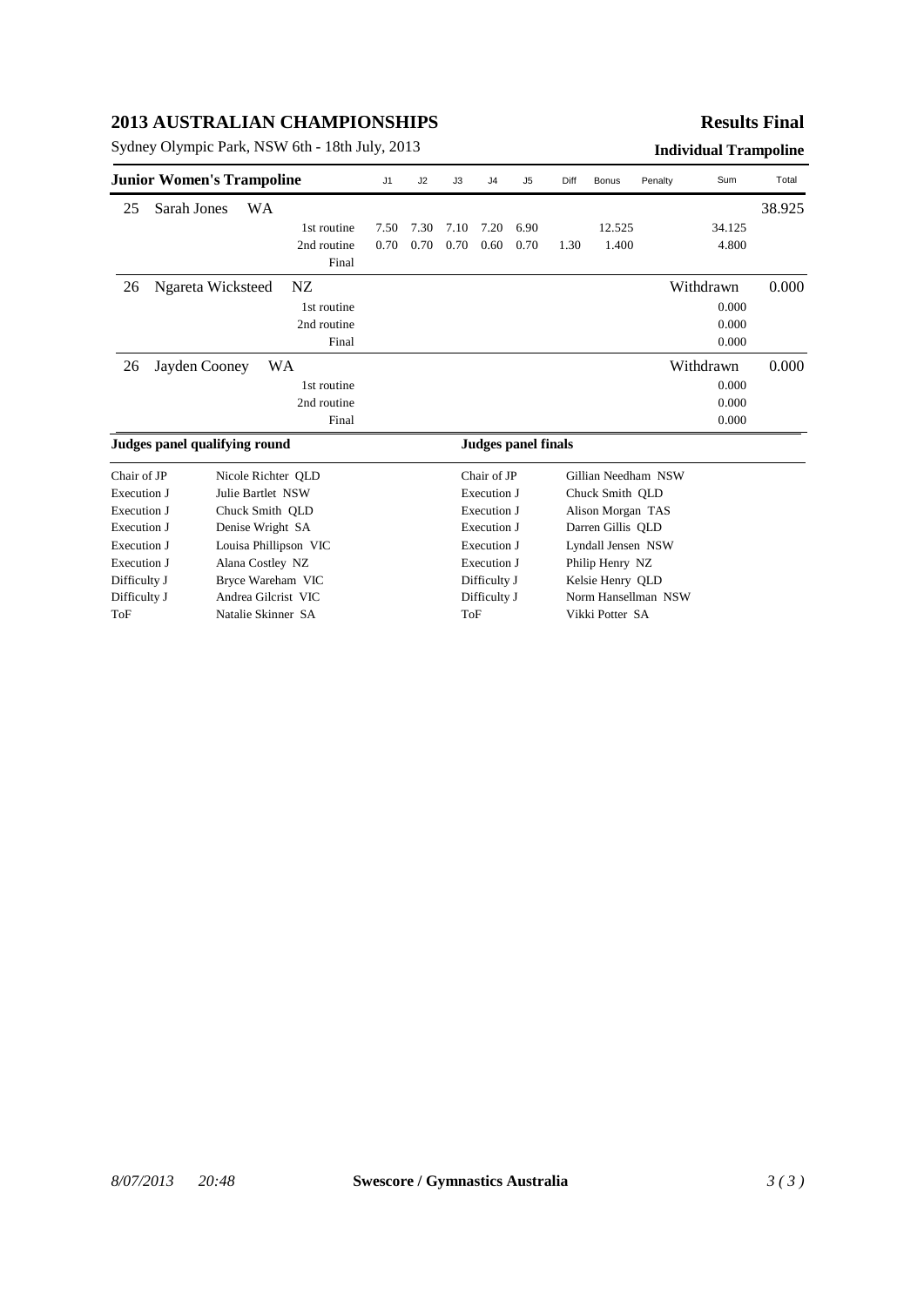# 2013 AUSTRALIAN CHAMPIONSHIPS

**Results Final**

Sydney Olympic Park, NSW 6th - 18th July, 2013

**Individual Trampoline**

| Junior Women's Trampoline | | J1 | J2 | J3 | J4 | J5 | Diff | Bonus | Penalty | Sum | Total |
|---|---|---|---|---|---|---|---|---|---|---|---|
| 25 Sarah Jones WA | | | | | | | | | | | 38.925 |
| | 1st routine | 7.50 | 7.30 | 7.10 | 7.20 | 6.90 | | 12.525 | | 34.125 | |
| | 2nd routine | 0.70 | 0.70 | 0.70 | 0.60 | 0.70 | 1.30 | 1.400 | | 4.800 | |
| | Final | | | | | | | | | | |
| 26 Ngareta Wicksteed NZ | | | | | | | | | | Withdrawn | 0.000 |
| | 1st routine | | | | | | | | | 0.000 | |
| | 2nd routine | | | | | | | | | 0.000 | |
| | Final | | | | | | | | | 0.000 | |
| 26 Jayden Cooney WA | | | | | | | | | | Withdrawn | 0.000 |
| | 1st routine | | | | | | | | | 0.000 | |
| | 2nd routine | | | | | | | | | 0.000 | |
| | Final | | | | | | | | | 0.000 | |

| Judges panel qualifying round | | Judges panel finals | |
|---|---|---|---|
| Chair of JP | Nicole Richter QLD | Chair of JP | Gillian Needham NSW |
| Execution J | Julie Bartlet NSW | Execution J | Chuck Smith QLD |
| Execution J | Chuck Smith QLD | Execution J | Alison Morgan TAS |
| Execution J | Denise Wright SA | Execution J | Darren Gillis QLD |
| Execution J | Louisa Phillipson VIC | Execution J | Lyndall Jensen NSW |
| Execution J | Alana Costley NZ | Execution J | Philip Henry NZ |
| Difficulty J | Bryce Wareham VIC | Difficulty J | Kelsie Henry QLD |
| Difficulty J | Andrea Gilcrist VIC | Difficulty J | Norm Hansellman NSW |
| ToF | Natalie Skinner SA | ToF | Vikki Potter SA |

*8/07/2013 20:48* **Swescore / Gymnastics Australia**